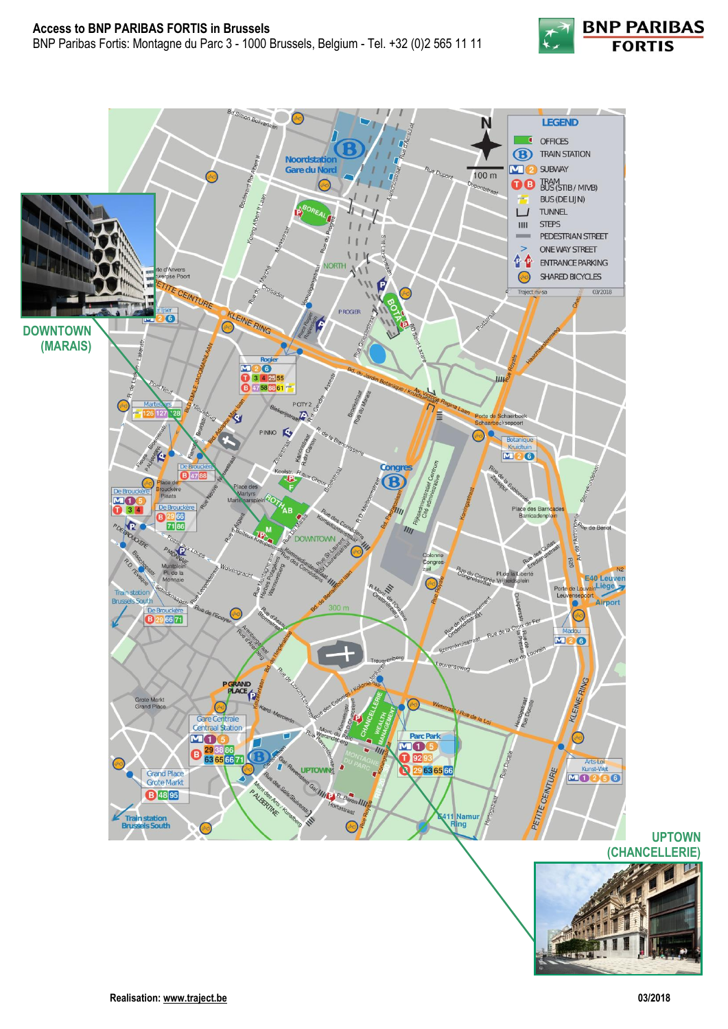# Access to BNP PARIBAS FORTIS in Brussels

BNP Paribas Fortis: Montagne du Parc 3 - 1000 Brussels, Belgium - Tel. +32 (0)2 565 11 11

**DOWNTOWN (MARAIS)**

**UPTOWN (CHANCELLERIE)**

**LEGEND**

- OFFICES
- TRAIN STATION
- SUBWAY
- TRAM / BUS (STIB / MIVB)
- BUS (DE LIJN)
- TUNNEL
- STEPS
- PEDESTRIAN STREET
- ONE WAY STREET
- ENTRANCE PARKING
- SHARED BICYCLES

Realisation: www.traject.be

03/2018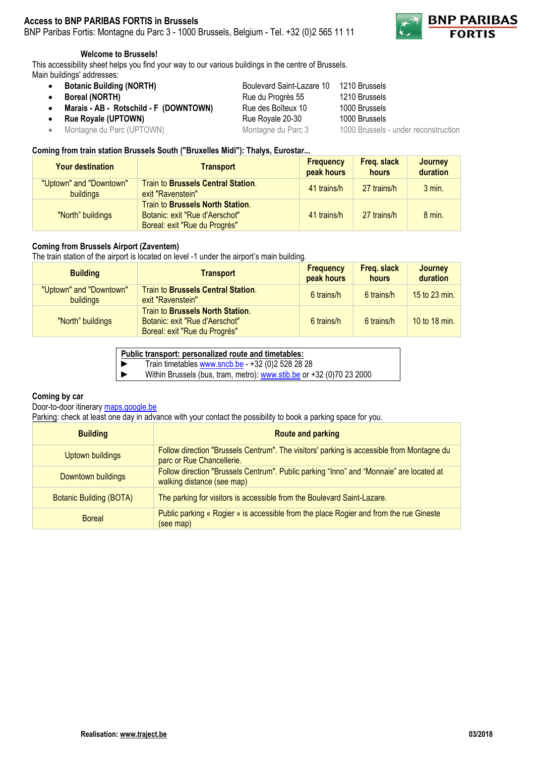**Access to BNP PARIBAS FORTIS in Brussels**

BNP Paribas Fortis: Montagne du Parc 3 - 1000 Brussels, Belgium - Tel. +32 (0)2 565 11 11

**Welcome to Brussels!**

This accessibility sheet helps you find your way to our various buildings in the centre of Brussels.
Main buildings' addresses:

- **Botanic Building (NORTH)** — Boulevard Saint-Lazare 10 — 1210 Brussels
- **Boreal (NORTH)** — Rue du Progrès 55 — 1210 Brussels
- **Marais - AB - Rotschild - F (DOWNTOWN)** — Rue des Boîteux 10 — 1000 Brussels
- **Rue Royale (UPTOWN)** — Rue Royale 20-30 — 1000 Brussels
- Montagne du Parc (UPTOWN) — Montagne du Parc 3 — 1000 Brussels - under reconstruction

**Coming from train station Brussels South ("Bruxelles Midi"): Thalys, Eurostar...**

| Your destination | Transport | Frequency peak hours | Freq. slack hours | Journey duration |
|---|---|---|---|---|
| "Uptown" and "Downtown" buildings | Train to **Brussels Central Station**. exit "Ravenstein" | 41 trains/h | 27 trains/h | 3 min. |
| "North" buildings | Train to **Brussels North Station**. Botanic: exit "Rue d'Aerschot" Boreal: exit "Rue du Progrès" | 41 trains/h | 27 trains/h | 8 min. |

**Coming from Brussels Airport (Zaventem)**

The train station of the airport is located on level -1 under the airport's main building.

| Building | Transport | Frequency peak hours | Freq. slack hours | Journey duration |
|---|---|---|---|---|
| "Uptown" and "Downtown" buildings | Train to **Brussels Central Station**. exit "Ravenstein" | 6 trains/h | 6 trains/h | 15 to 23 min. |
| "North" buildings | Train to **Brussels North Station**. Botanic: exit "Rue d'Aerschot" Boreal: exit "Rue du Progrès" | 6 trains/h | 6 trains/h | 10 to 18 min. |

**Public transport: personalized route and timetables:**

- ► Train timetables www.sncb.be - +32 (0)2 528 28 28
- ► Within Brussels (bus, tram, metro): www.stib.be or +32 (0)70 23 2000

**Coming by car**

Door-to-door itinerary maps.google.be

Parking: check at least one day in advance with your contact the possibility to book a parking space for you.

| Building | Route and parking |
|---|---|
| Uptown buildings | Follow direction "Brussels Centrum". The visitors' parking is accessible from Montagne du parc or Rue Chancellerie. |
| Downtown buildings | Follow direction "Brussels Centrum". Public parking "Inno" and "Monnaie" are located at walking distance (see map) |
| Botanic Building (BOTA) | The parking for visitors is accessible from the Boulevard Saint-Lazare. |
| Boreal | Public parking « Rogier » is accessible from the place Rogier and from the rue Gineste (see map) |

**Realisation: www.traject.be** **03/2018**